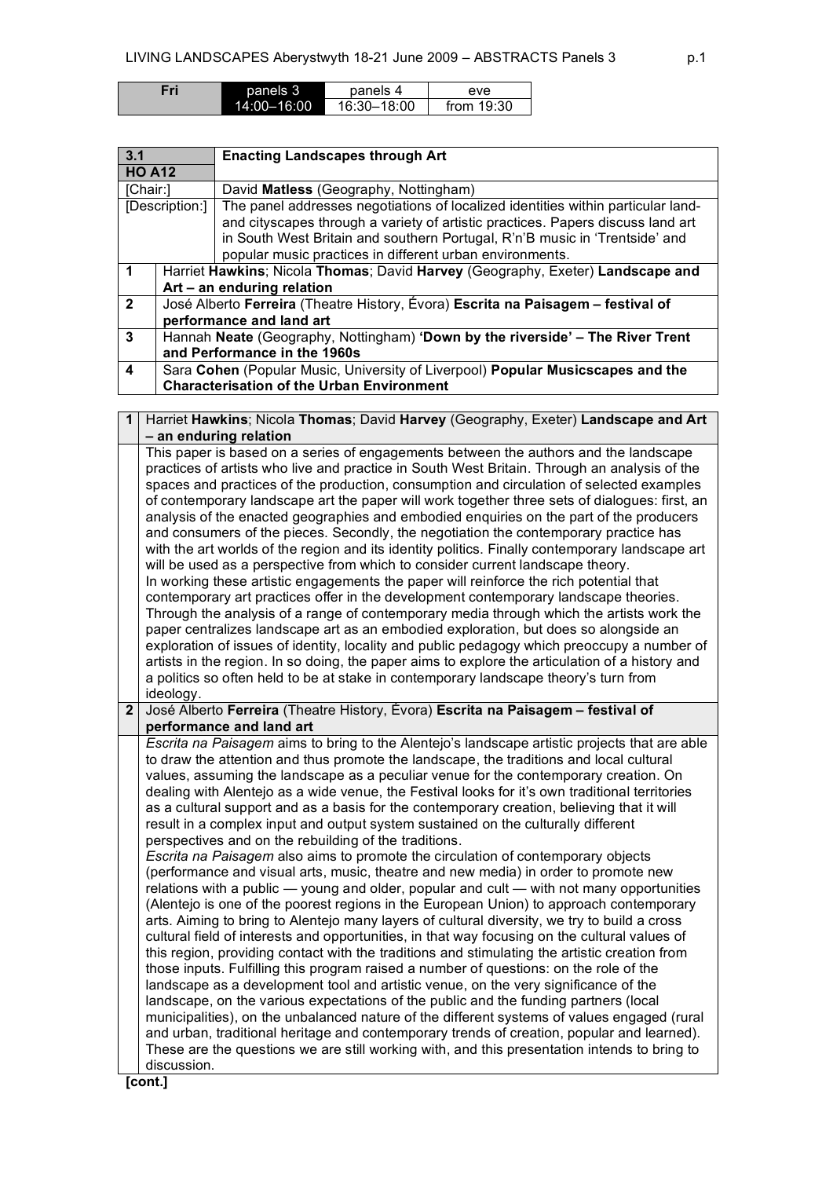| Fri | panels 3 | panels 4 | eve |
|---|---|---|---|
| | 14:00–16:00 | 16:30–18:00 | from 19:30 |

| 3.1 | **Enacting Landscapes through Art** |
|---|---|
| **HO A12** | |
| [Chair:] | David **Matless** (Geography, Nottingham) |
| [Description:] | The panel addresses negotiations of localized identities within particular land- and cityscapes through a variety of artistic practices. Papers discuss land art in South West Britain and southern Portugal, R'n'B music in 'Trentside' and popular music practices in different urban environments. |
| **1** | Harriet **Hawkins**; Nicola **Thomas**; David **Harvey** (Geography, Exeter) **Landscape and Art – an enduring relation** |
| **2** | José Alberto **Ferreira** (Theatre History, Évora) **Escrita na Paisagem – festival of performance and land art** |
| **3** | Hannah **Neate** (Geography, Nottingham) **'Down by the riverside' – The River Trent and Performance in the 1960s** |
| **4** | Sara **Cohen** (Popular Music, University of Liverpool) **Popular Musicscapes and the Characterisation of the Urban Environment** |

**1** Harriet **Hawkins**; Nicola **Thomas**; David **Harvey** (Geography, Exeter) **Landscape and Art – an enduring relation**

This paper is based on a series of engagements between the authors and the landscape practices of artists who live and practice in South West Britain. Through an analysis of the spaces and practices of the production, consumption and circulation of selected examples of contemporary landscape art the paper will work together three sets of dialogues: first, an analysis of the enacted geographies and embodied enquiries on the part of the producers and consumers of the pieces. Secondly, the negotiation the contemporary practice has with the art worlds of the region and its identity politics. Finally contemporary landscape art will be used as a perspective from which to consider current landscape theory.
In working these artistic engagements the paper will reinforce the rich potential that contemporary art practices offer in the development contemporary landscape theories. Through the analysis of a range of contemporary media through which the artists work the paper centralizes landscape art as an embodied exploration, but does so alongside an exploration of issues of identity, locality and public pedagogy which preoccupy a number of artists in the region. In so doing, the paper aims to explore the articulation of a history and a politics so often held to be at stake in contemporary landscape theory's turn from ideology.

**2** José Alberto **Ferreira** (Theatre History, Évora) **Escrita na Paisagem – festival of performance and land art**

*Escrita na Paisagem* aims to bring to the Alentejo's landscape artistic projects that are able to draw the attention and thus promote the landscape, the traditions and local cultural values, assuming the landscape as a peculiar venue for the contemporary creation. On dealing with Alentejo as a wide venue, the Festival looks for it's own traditional territories as a cultural support and as a basis for the contemporary creation, believing that it will result in a complex input and output system sustained on the culturally different perspectives and on the rebuilding of the traditions.
*Escrita na Paisagem* also aims to promote the circulation of contemporary objects (performance and visual arts, music, theatre and new media) in order to promote new relations with a public — young and older, popular and cult — with not many opportunities (Alentejo is one of the poorest regions in the European Union) to approach contemporary arts. Aiming to bring to Alentejo many layers of cultural diversity, we try to build a cross cultural field of interests and opportunities, in that way focusing on the cultural values of this region, providing contact with the traditions and stimulating the artistic creation from those inputs. Fulfilling this program raised a number of questions: on the role of the landscape as a development tool and artistic venue, on the very significance of the landscape, on the various expectations of the public and the funding partners (local municipalities), on the unbalanced nature of the different systems of values engaged (rural and urban, traditional heritage and contemporary trends of creation, popular and learned). These are the questions we are still working with, and this presentation intends to bring to discussion.

**[cont.]**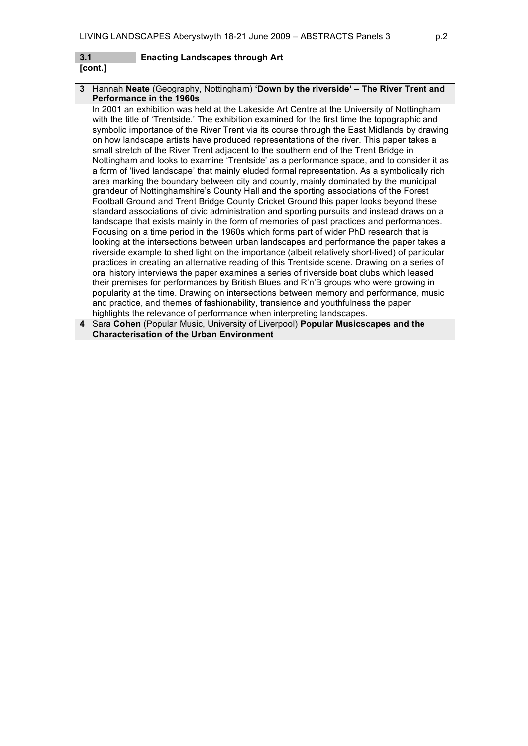| 3.1 | Enacting Landscapes through Art |
|---|---|

**[cont.]**

| | |
|---|---|
| 3 | Hannah **Neate** (Geography, Nottingham) **'Down by the riverside' – The River Trent and Performance in the 1960s** |
| | In 2001 an exhibition was held at the Lakeside Art Centre at the University of Nottingham with the title of 'Trentside.' The exhibition examined for the first time the topographic and symbolic importance of the River Trent via its course through the East Midlands by drawing on how landscape artists have produced representations of the river. This paper takes a small stretch of the River Trent adjacent to the southern end of the Trent Bridge in Nottingham and looks to examine 'Trentside' as a performance space, and to consider it as a form of 'lived landscape' that mainly eluded formal representation. As a symbolically rich area marking the boundary between city and county, mainly dominated by the municipal grandeur of Nottinghamshire's County Hall and the sporting associations of the Forest Football Ground and Trent Bridge County Cricket Ground this paper looks beyond these standard associations of civic administration and sporting pursuits and instead draws on a landscape that exists mainly in the form of memories of past practices and performances. Focusing on a time period in the 1960s which forms part of wider PhD research that is looking at the intersections between urban landscapes and performance the paper takes a riverside example to shed light on the importance (albeit relatively short-lived) of particular practices in creating an alternative reading of this Trentside scene. Drawing on a series of oral history interviews the paper examines a series of riverside boat clubs which leased their premises for performances by British Blues and R'n'B groups who were growing in popularity at the time. Drawing on intersections between memory and performance, music and practice, and themes of fashionability, transience and youthfulness the paper highlights the relevance of performance when interpreting landscapes. |
| 4 | Sara **Cohen** (Popular Music, University of Liverpool) **Popular Musicscapes and the Characterisation of the Urban Environment** |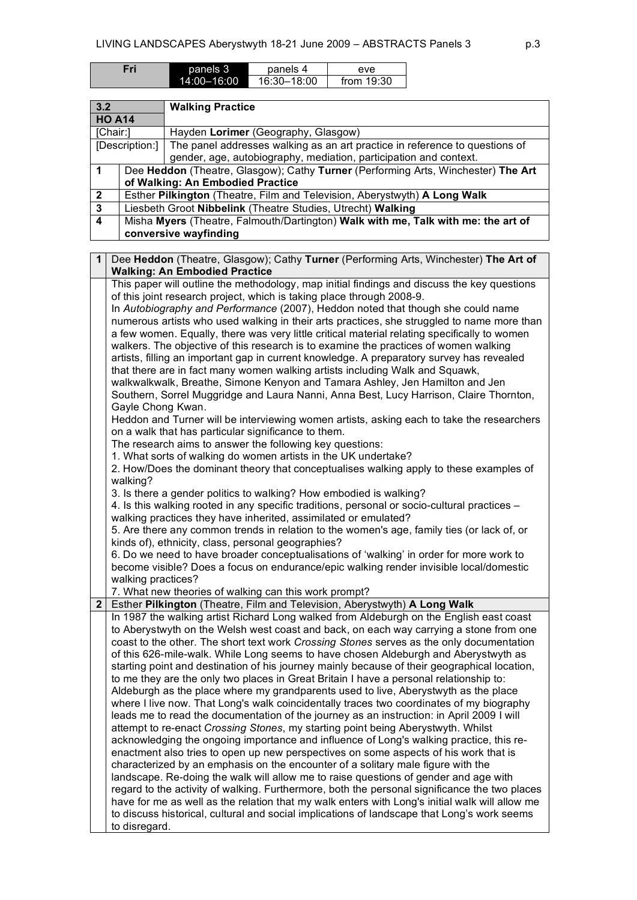| Fri | panels 3 | panels 4 | eve |
|---|---|---|---|
| | 14:00–16:00 | 16:30–18:00 | from 19:30 |

| 3.2 | Walking Practice |
|---|---|
| **HO A14** | |
| [Chair:] | Hayden **Lorimer** (Geography, Glasgow) |
| [Description:] | The panel addresses walking as an art practice in reference to questions of gender, age, autobiography, mediation, participation and context. |
| **1** | Dee **Heddon** (Theatre, Glasgow); Cathy **Turner** (Performing Arts, Winchester) **The Art of Walking: An Embodied Practice** |
| **2** | Esther **Pilkington** (Theatre, Film and Television, Aberystwyth) **A Long Walk** |
| **3** | Liesbeth Groot **Nibbelink** (Theatre Studies, Utrecht) **Walking** |
| **4** | Misha **Myers** (Theatre, Falmouth/Dartington) **Walk with me, Talk with me: the art of conversive wayfinding** |

**1** Dee **Heddon** (Theatre, Glasgow); Cathy **Turner** (Performing Arts, Winchester) **The Art of Walking: An Embodied Practice**

This paper will outline the methodology, map initial findings and discuss the key questions of this joint research project, which is taking place through 2008-9.

In *Autobiography and Performance* (2007), Heddon noted that though she could name numerous artists who used walking in their arts practices, she struggled to name more than a few women. Equally, there was very little critical material relating specifically to women walkers. The objective of this research is to examine the practices of women walking artists, filling an important gap in current knowledge. A preparatory survey has revealed that there are in fact many women walking artists including Walk and Squawk, walkwalkwalk, Breathe, Simone Kenyon and Tamara Ashley, Jen Hamilton and Jen Southern, Sorrel Muggridge and Laura Nanni, Anna Best, Lucy Harrison, Claire Thornton, Gayle Chong Kwan.

Heddon and Turner will be interviewing women artists, asking each to take the researchers on a walk that has particular significance to them.

The research aims to answer the following key questions:

1. What sorts of walking do women artists in the UK undertake?
2. How/Does the dominant theory that conceptualises walking apply to these examples of walking?
3. Is there a gender politics to walking? How embodied is walking?
4. Is this walking rooted in any specific traditions, personal or socio-cultural practices – walking practices they have inherited, assimilated or emulated?
5. Are there any common trends in relation to the women's age, family ties (or lack of, or kinds of), ethnicity, class, personal geographies?
6. Do we need to have broader conceptualisations of 'walking' in order for more work to become visible? Does a focus on endurance/epic walking render invisible local/domestic walking practices?
7. What new theories of walking can this work prompt?

**2** Esther **Pilkington** (Theatre, Film and Television, Aberystwyth) **A Long Walk**

In 1987 the walking artist Richard Long walked from Aldeburgh on the English east coast to Aberystwyth on the Welsh west coast and back, on each way carrying a stone from one coast to the other. The short text work *Crossing Stones* serves as the only documentation of this 626-mile-walk. While Long seems to have chosen Aldeburgh and Aberystwyth as starting point and destination of his journey mainly because of their geographical location, to me they are the only two places in Great Britain I have a personal relationship to: Aldeburgh as the place where my grandparents used to live, Aberystwyth as the place where I live now. That Long's walk coincidentally traces two coordinates of my biography leads me to read the documentation of the journey as an instruction: in April 2009 I will attempt to re-enact *Crossing Stones*, my starting point being Aberystwyth. Whilst acknowledging the ongoing importance and influence of Long's walking practice, this re-enactment also tries to open up new perspectives on some aspects of his work that is characterized by an emphasis on the encounter of a solitary male figure with the landscape. Re-doing the walk will allow me to raise questions of gender and age with regard to the activity of walking. Furthermore, both the personal significance the two places have for me as well as the relation that my walk enters with Long's initial walk will allow me to discuss historical, cultural and social implications of landscape that Long's work seems to disregard.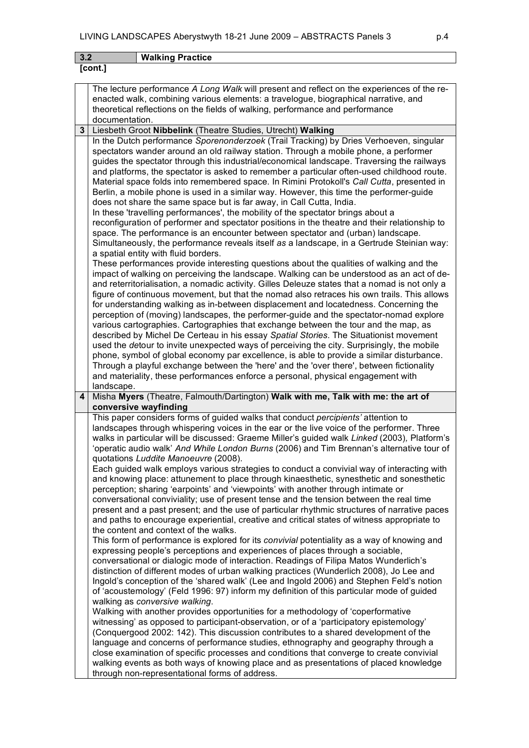| 3.2 | Walking Practice |
|---|---|

**[cont.]**

The lecture performance *A Long Walk* will present and reflect on the experiences of the re-enacted walk, combining various elements: a travelogue, biographical narrative, and theoretical reflections on the fields of walking, performance and performance documentation.

**3** Liesbeth Groot **Nibbelink** (Theatre Studies, Utrecht) **Walking**

In the Dutch performance *Sporenonderzoek* (Trail Tracking) by Dries Verhoeven, singular spectators wander around an old railway station. Through a mobile phone, a performer guides the spectator through this industrial/economical landscape. Traversing the railways and platforms, the spectator is asked to remember a particular often-used childhood route. Material space folds into remembered space. In Rimini Protokoll's *Call Cutta*, presented in Berlin, a mobile phone is used in a similar way. However, this time the performer-guide does not share the same space but is far away, in Call Cutta, India.
In these 'travelling performances', the mobility of the spectator brings about a reconfiguration of performer and spectator positions in the theatre and their relationship to space. The performance is an encounter between spectator and (urban) landscape. Simultaneously, the performance reveals itself *as* a landscape, in a Gertrude Steinian way: a spatial entity with fluid borders.
These performances provide interesting questions about the qualities of walking and the impact of walking on perceiving the landscape. Walking can be understood as an act of de- and reterritorialisation, a nomadic activity. Gilles Deleuze states that a nomad is not only a figure of continuous movement, but that the nomad also retraces his own trails. This allows for understanding walking as in-between displacement and locatedness. Concerning the perception of (moving) landscapes, the performer-guide and the spectator-nomad explore various cartographies. Cartographies that exchange between the tour and the map, as described by Michel De Certeau in his essay *Spatial Stories*. The Situationist movement used the *de*tour to invite unexpected ways of perceiving the city. Surprisingly, the mobile phone, symbol of global economy par excellence, is able to provide a similar disturbance. Through a playful exchange between the 'here' and the 'over there', between fictionality and materiality, these performances enforce a personal, physical engagement with landscape.

**4** Misha **Myers** (Theatre, Falmouth/Dartington) **Walk with me, Talk with me: the art of conversive wayfinding**

This paper considers forms of guided walks that conduct *percipients'* attention to landscapes through whispering voices in the ear or the live voice of the performer. Three walks in particular will be discussed: Graeme Miller's guided walk *Linked* (2003), Platform's 'operatic audio walk' *And While London Burns* (2006) and Tim Brennan's alternative tour of quotations *Luddite Manoeuvre* (2008).
Each guided walk employs various strategies to conduct a convivial way of interacting with and knowing place: attunement to place through kinaesthetic, synesthetic and sonesthetic perception; sharing 'earpoints' and 'viewpoints' with another through intimate or conversational conviviality; use of present tense and the tension between the real time present and a past present; and the use of particular rhythmic structures of narrative paces and paths to encourage experiential, creative and critical states of witness appropriate to the content and context of the walks.
This form of performance is explored for its *convivial* potentiality as a way of knowing and expressing people's perceptions and experiences of places through a sociable, conversational or dialogic mode of interaction. Readings of Filipa Matos Wunderlich's distinction of different modes of urban walking practices (Wunderlich 2008), Jo Lee and Ingold's conception of the 'shared walk' (Lee and Ingold 2006) and Stephen Feld's notion of 'acoustemology' (Feld 1996: 97) inform my definition of this particular mode of guided walking as *conversive walking*.
Walking with another provides opportunities for a methodology of 'coperformative witnessing' as opposed to participant-observation, or of a 'participatory epistemology' (Conquergood 2002: 142). This discussion contributes to a shared development of the language and concerns of performance studies, ethnography and geography through a close examination of specific processes and conditions that converge to create convivial walking events as both ways of knowing place and as presentations of placed knowledge through non-representational forms of address.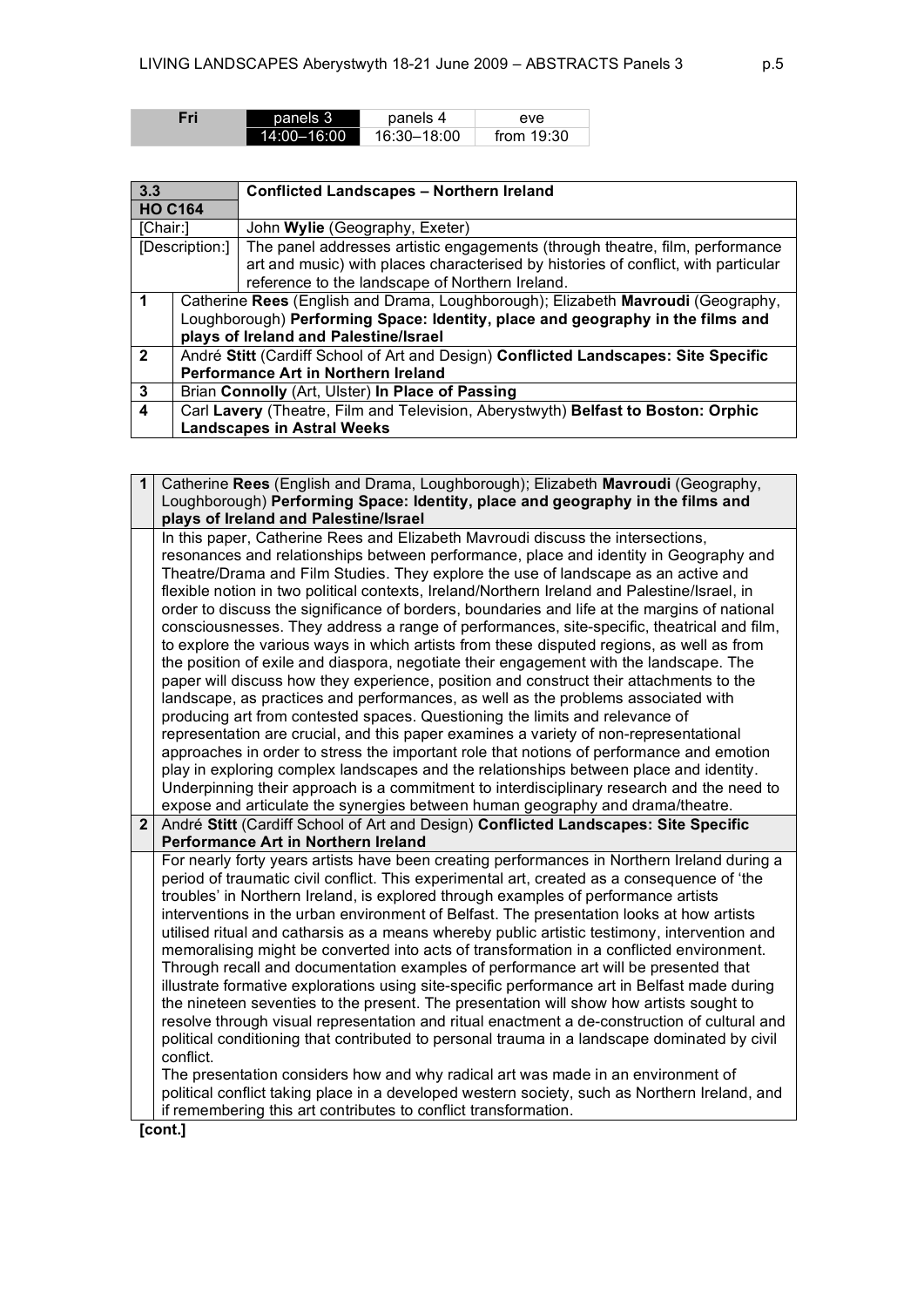| Fri | panels 3 | panels 4 | eve |
|---|---|---|---|
| | 14:00–16:00 | 16:30–18:00 | from 19:30 |

| 3.3 | **Conflicted Landscapes – Northern Ireland** |
|---|---|
| **HO C164** | |
| [Chair:] | John **Wylie** (Geography, Exeter) |
| [Description:] | The panel addresses artistic engagements (through theatre, film, performance art and music) with places characterised by histories of conflict, with particular reference to the landscape of Northern Ireland. |
| **1** | Catherine **Rees** (English and Drama, Loughborough); Elizabeth **Mavroudi** (Geography, Loughborough) **Performing Space: Identity, place and geography in the films and plays of Ireland and Palestine/Israel** |
| **2** | André **Stitt** (Cardiff School of Art and Design) **Conflicted Landscapes: Site Specific Performance Art in Northern Ireland** |
| **3** | Brian **Connolly** (Art, Ulster) **In Place of Passing** |
| **4** | Carl **Lavery** (Theatre, Film and Television, Aberystwyth) **Belfast to Boston: Orphic Landscapes in Astral Weeks** |

**1** Catherine **Rees** (English and Drama, Loughborough); Elizabeth **Mavroudi** (Geography, Loughborough) **Performing Space: Identity, place and geography in the films and plays of Ireland and Palestine/Israel**

In this paper, Catherine Rees and Elizabeth Mavroudi discuss the intersections, resonances and relationships between performance, place and identity in Geography and Theatre/Drama and Film Studies. They explore the use of landscape as an active and flexible notion in two political contexts, Ireland/Northern Ireland and Palestine/Israel, in order to discuss the significance of borders, boundaries and life at the margins of national consciousnesses. They address a range of performances, site-specific, theatrical and film, to explore the various ways in which artists from these disputed regions, as well as from the position of exile and diaspora, negotiate their engagement with the landscape. The paper will discuss how they experience, position and construct their attachments to the landscape, as practices and performances, as well as the problems associated with producing art from contested spaces. Questioning the limits and relevance of representation are crucial, and this paper examines a variety of non-representational approaches in order to stress the important role that notions of performance and emotion play in exploring complex landscapes and the relationships between place and identity. Underpinning their approach is a commitment to interdisciplinary research and the need to expose and articulate the synergies between human geography and drama/theatre.

**2** André **Stitt** (Cardiff School of Art and Design) **Conflicted Landscapes: Site Specific Performance Art in Northern Ireland**

For nearly forty years artists have been creating performances in Northern Ireland during a period of traumatic civil conflict. This experimental art, created as a consequence of 'the troubles' in Northern Ireland, is explored through examples of performance artists interventions in the urban environment of Belfast. The presentation looks at how artists utilised ritual and catharsis as a means whereby public artistic testimony, intervention and memorialising might be converted into acts of transformation in a conflicted environment. Through recall and documentation examples of performance art will be presented that illustrate formative explorations using site-specific performance art in Belfast made during the nineteen seventies to the present. The presentation will show how artists sought to resolve through visual representation and ritual enactment a de-construction of cultural and political conditioning that contributed to personal trauma in a landscape dominated by civil conflict.

The presentation considers how and why radical art was made in an environment of political conflict taking place in a developed western society, such as Northern Ireland, and if remembering this art contributes to conflict transformation.

**[cont.]**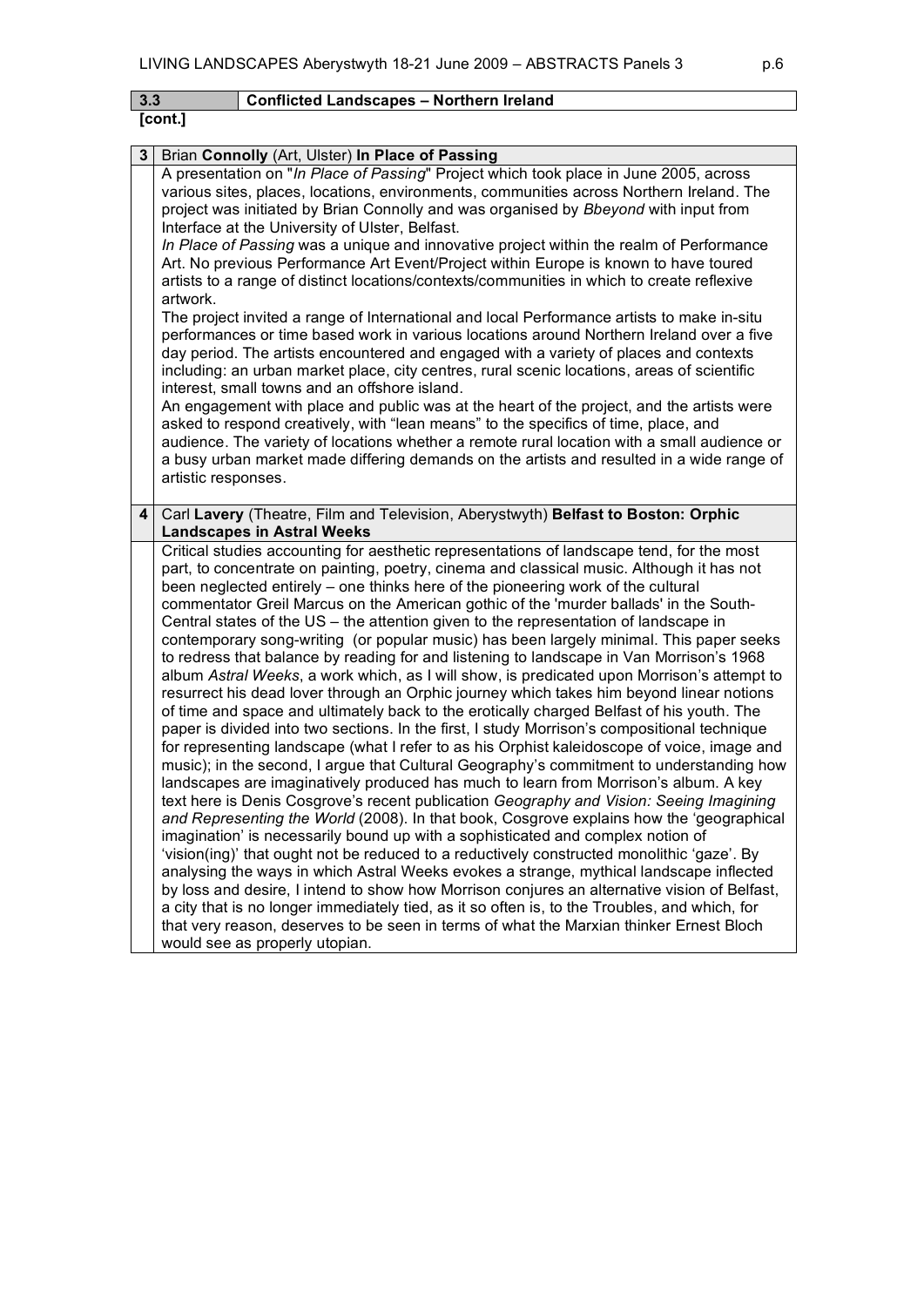| 3.3 | Conflicted Landscapes – Northern Ireland |
|---|---|

**[cont.]**

### 3 Brian **Connolly** (Art, Ulster) **In Place of Passing**

A presentation on "*In Place of Passing*" Project which took place in June 2005, across various sites, places, locations, environments, communities across Northern Ireland. The project was initiated by Brian Connolly and was organised by *Bbeyond* with input from Interface at the University of Ulster, Belfast.

*In Place of Passing* was a unique and innovative project within the realm of Performance Art. No previous Performance Art Event/Project within Europe is known to have toured artists to a range of distinct locations/contexts/communities in which to create reflexive artwork.

The project invited a range of International and local Performance artists to make in-situ performances or time based work in various locations around Northern Ireland over a five day period. The artists encountered and engaged with a variety of places and contexts including: an urban market place, city centres, rural scenic locations, areas of scientific interest, small towns and an offshore island.

An engagement with place and public was at the heart of the project, and the artists were asked to respond creatively, with "lean means" to the specifics of time, place, and audience. The variety of locations whether a remote rural location with a small audience or a busy urban market made differing demands on the artists and resulted in a wide range of artistic responses.

### 4 Carl **Lavery** (Theatre, Film and Television, Aberystwyth) **Belfast to Boston: Orphic Landscapes in Astral Weeks**

Critical studies accounting for aesthetic representations of landscape tend, for the most part, to concentrate on painting, poetry, cinema and classical music. Although it has not been neglected entirely – one thinks here of the pioneering work of the cultural commentator Greil Marcus on the American gothic of the 'murder ballads' in the South-Central states of the US – the attention given to the representation of landscape in contemporary song-writing (or popular music) has been largely minimal. This paper seeks to redress that balance by reading for and listening to landscape in Van Morrison's 1968 album *Astral Weeks*, a work which, as I will show, is predicated upon Morrison's attempt to resurrect his dead lover through an Orphic journey which takes him beyond linear notions of time and space and ultimately back to the erotically charged Belfast of his youth. The paper is divided into two sections. In the first, I study Morrison's compositional technique for representing landscape (what I refer to as his Orphist kaleidoscope of voice, image and music); in the second, I argue that Cultural Geography's commitment to understanding how landscapes are imaginatively produced has much to learn from Morrison's album. A key text here is Denis Cosgrove's recent publication *Geography and Vision: Seeing Imagining and Representing the World* (2008). In that book, Cosgrove explains how the 'geographical imagination' is necessarily bound up with a sophisticated and complex notion of 'vision(ing)' that ought not be reduced to a reductively constructed monolithic 'gaze'. By analysing the ways in which Astral Weeks evokes a strange, mythical landscape inflected by loss and desire, I intend to show how Morrison conjures an alternative vision of Belfast, a city that is no longer immediately tied, as it so often is, to the Troubles, and which, for that very reason, deserves to be seen in terms of what the Marxian thinker Ernest Bloch would see as properly utopian.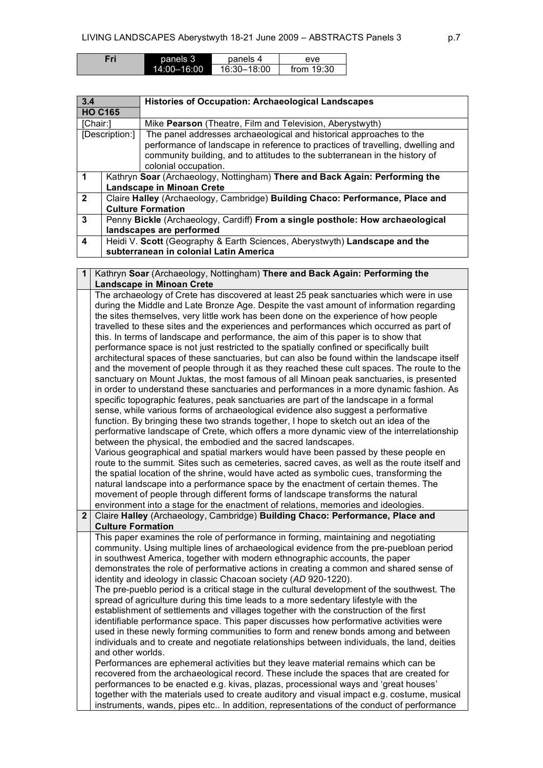| Fri | panels 3 | panels 4 | eve |
|---|---|---|---|
| | 14:00–16:00 | 16:30–18:00 | from 19:30 |

| | |
|---|---|
| **3.4** **HO C165** | **Histories of Occupation: Archaeological Landscapes** |
| [Chair:] | Mike **Pearson** (Theatre, Film and Television, Aberystwyth) |
| [Description:] | The panel addresses archaeological and historical approaches to the performance of landscape in reference to practices of travelling, dwelling and community building, and to attitudes to the subterranean in the history of colonial occupation. |
| **1** | Kathryn **Soar** (Archaeology, Nottingham) **There and Back Again: Performing the Landscape in Minoan Crete** |
| **2** | Claire **Halley** (Archaeology, Cambridge) **Building Chaco: Performance, Place and Culture Formation** |
| **3** | Penny **Bickle** (Archaeology, Cardiff) **From a single posthole: How archaeological landscapes are performed** |
| **4** | Heidi V. **Scott** (Geography & Earth Sciences, Aberystwyth) **Landscape and the subterranean in colonial Latin America** |

**1** Kathryn **Soar** (Archaeology, Nottingham) **There and Back Again: Performing the Landscape in Minoan Crete**

The archaeology of Crete has discovered at least 25 peak sanctuaries which were in use during the Middle and Late Bronze Age. Despite the vast amount of information regarding the sites themselves, very little work has been done on the experience of how people travelled to these sites and the experiences and performances which occurred as part of this. In terms of landscape and performance, the aim of this paper is to show that performance space is not just restricted to the spatially confined or specifically built architectural spaces of these sanctuaries, but can also be found within the landscape itself and the movement of people through it as they reached these cult spaces. The route to the sanctuary on Mount Juktas, the most famous of all Minoan peak sanctuaries, is presented in order to understand these sanctuaries and performances in a more dynamic fashion. As specific topographic features, peak sanctuaries are part of the landscape in a formal sense, while various forms of archaeological evidence also suggest a performative function. By bringing these two strands together, I hope to sketch out an idea of the performative landscape of Crete, which offers a more dynamic view of the interrelationship between the physical, the embodied and the sacred landscapes.

Various geographical and spatial markers would have been passed by these people en route to the summit. Sites such as cemeteries, sacred caves, as well as the route itself and the spatial location of the shrine, would have acted as symbolic cues, transforming the natural landscape into a performance space by the enactment of certain themes. The movement of people through different forms of landscape transforms the natural environment into a stage for the enactment of relations, memories and ideologies.

**2** Claire **Halley** (Archaeology, Cambridge) **Building Chaco: Performance, Place and Culture Formation**

This paper examines the role of performance in forming, maintaining and negotiating community. Using multiple lines of archaeological evidence from the pre-puebloan period in southwest America, together with modern ethnographic accounts, the paper demonstrates the role of performative actions in creating a common and shared sense of identity and ideology in classic Chacoan society (*AD* 920-1220).

The pre-pueblo period is a critical stage in the cultural development of the southwest. The spread of agriculture during this time leads to a more sedentary lifestyle with the establishment of settlements and villages together with the construction of the first identifiable performance space. This paper discusses how performative activities were used in these newly forming communities to form and renew bonds among and between individuals and to create and negotiate relationships between individuals, the land, deities and other worlds.

Performances are ephemeral activities but they leave material remains which can be recovered from the archaeological record. These include the spaces that are created for performances to be enacted e.g. kivas, plazas, processional ways and 'great houses' together with the materials used to create auditory and visual impact e.g. costume, musical instruments, wands, pipes etc.. In addition, representations of the conduct of performance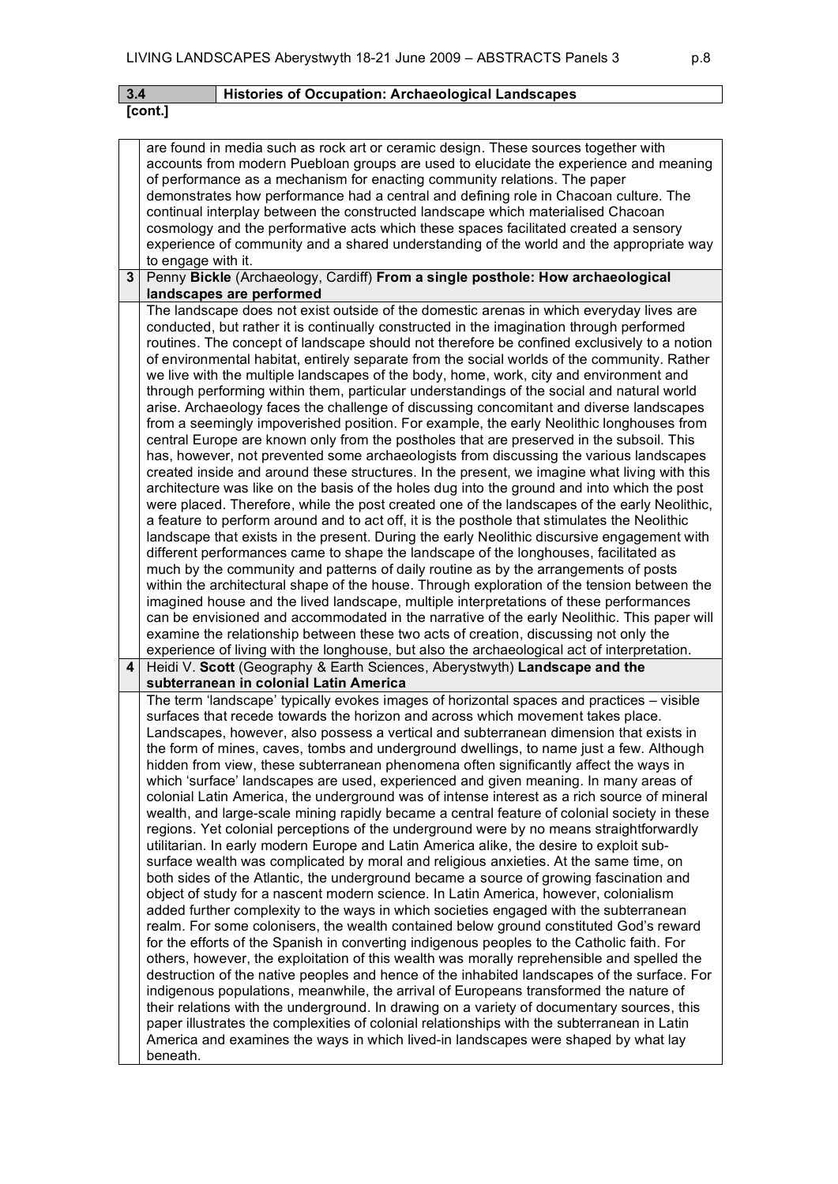| 3.4 | Histories of Occupation: Archaeological Landscapes |
|---|---|
| [cont.] | |

| | |
|---|---|
| | are found in media such as rock art or ceramic design. These sources together with accounts from modern Puebloan groups are used to elucidate the experience and meaning of performance as a mechanism for enacting community relations. The paper demonstrates how performance had a central and defining role in Chacoan culture. The continual interplay between the constructed landscape which materialised Chacoan cosmology and the performative acts which these spaces facilitated created a sensory experience of community and a shared understanding of the world and the appropriate way to engage with it. |
| **3** | Penny **Bickle** (Archaeology, Cardiff) **From a single posthole: How archaeological landscapes are performed** |
| | The landscape does not exist outside of the domestic arenas in which everyday lives are conducted, but rather it is continually constructed in the imagination through performed routines. The concept of landscape should not therefore be confined exclusively to a notion of environmental habitat, entirely separate from the social worlds of the community. Rather we live with the multiple landscapes of the body, home, work, city and environment and through performing within them, particular understandings of the social and natural world arise. Archaeology faces the challenge of discussing concomitant and diverse landscapes from a seemingly impoverished position. For example, the early Neolithic longhouses from central Europe are known only from the postholes that are preserved in the subsoil. This has, however, not prevented some archaeologists from discussing the various landscapes created inside and around these structures. In the present, we imagine what living with this architecture was like on the basis of the holes dug into the ground and into which the post were placed. Therefore, while the post created one of the landscapes of the early Neolithic, a feature to perform around and to act off, it is the posthole that stimulates the Neolithic landscape that exists in the present. During the early Neolithic discursive engagement with different performances came to shape the landscape of the longhouses, facilitated as much by the community and patterns of daily routine as by the arrangements of posts within the architectural shape of the house. Through exploration of the tension between the imagined house and the lived landscape, multiple interpretations of these performances can be envisioned and accommodated in the narrative of the early Neolithic. This paper will examine the relationship between these two acts of creation, discussing not only the experience of living with the longhouse, but also the archaeological act of interpretation. |
| **4** | Heidi V. **Scott** (Geography & Earth Sciences, Aberystwyth) **Landscape and the subterranean in colonial Latin America** |
| | The term 'landscape' typically evokes images of horizontal spaces and practices – visible surfaces that recede towards the horizon and across which movement takes place. Landscapes, however, also possess a vertical and subterranean dimension that exists in the form of mines, caves, tombs and underground dwellings, to name just a few. Although hidden from view, these subterranean phenomena often significantly affect the ways in which 'surface' landscapes are used, experienced and given meaning. In many areas of colonial Latin America, the underground was of intense interest as a rich source of mineral wealth, and large-scale mining rapidly became a central feature of colonial society in these regions. Yet colonial perceptions of the underground were by no means straightforwardly utilitarian. In early modern Europe and Latin America alike, the desire to exploit sub-surface wealth was complicated by moral and religious anxieties. At the same time, on both sides of the Atlantic, the underground became a source of growing fascination and object of study for a nascent modern science. In Latin America, however, colonialism added further complexity to the ways in which societies engaged with the subterranean realm. For some colonisers, the wealth contained below ground constituted God's reward for the efforts of the Spanish in converting indigenous peoples to the Catholic faith. For others, however, the exploitation of this wealth was morally reprehensible and spelled the destruction of the native peoples and hence of the inhabited landscapes of the surface. For indigenous populations, meanwhile, the arrival of Europeans transformed the nature of their relations with the underground. In drawing on a variety of documentary sources, this paper illustrates the complexities of colonial relationships with the subterranean in Latin America and examines the ways in which lived-in landscapes were shaped by what lay beneath. |